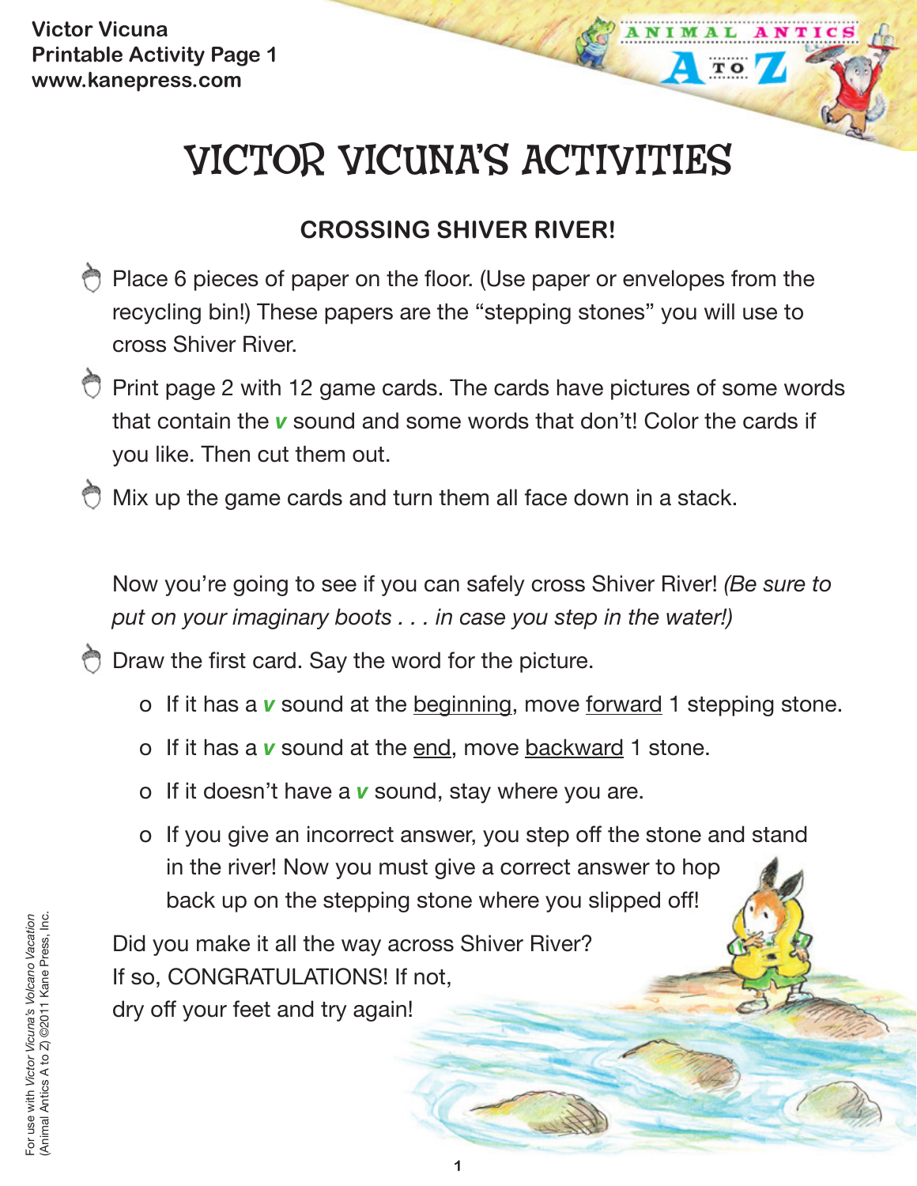Victor Vicuna
Printable Activity Page 1
www.kanepress.com

# VICTOR VICUNA'S ACTIVITIES

## CROSSING SHIVER RIVER!

- Place 6 pieces of paper on the floor. (Use paper or envelopes from the recycling bin!) These papers are the "stepping stones" you will use to cross Shiver River.
- Print page 2 with 12 game cards. The cards have pictures of some words that contain the ***v*** sound and some words that don't! Color the cards if you like. Then cut them out.
- Mix up the game cards and turn them all face down in a stack.

Now you're going to see if you can safely cross Shiver River! *(Be sure to put on your imaginary boots . . . in case you step in the water!)*

- Draw the first card. Say the word for the picture.
  - If it has a ***v*** sound at the <u>beginning</u>, move <u>forward</u> 1 stepping stone.
  - If it has a ***v*** sound at the <u>end</u>, move <u>backward</u> 1 stone.
  - If it doesn't have a ***v*** sound, stay where you are.
  - If you give an incorrect answer, you step off the stone and stand in the river! Now you must give a correct answer to hop back up on the stepping stone where you slipped off!

Did you make it all the way across Shiver River?
If so, CONGRATULATIONS! If not,
dry off your feet and try again!

For use with *Victor Vicuna's Volcano Vacation* (Animal Antics A to Z) ©2011 Kane Press, Inc.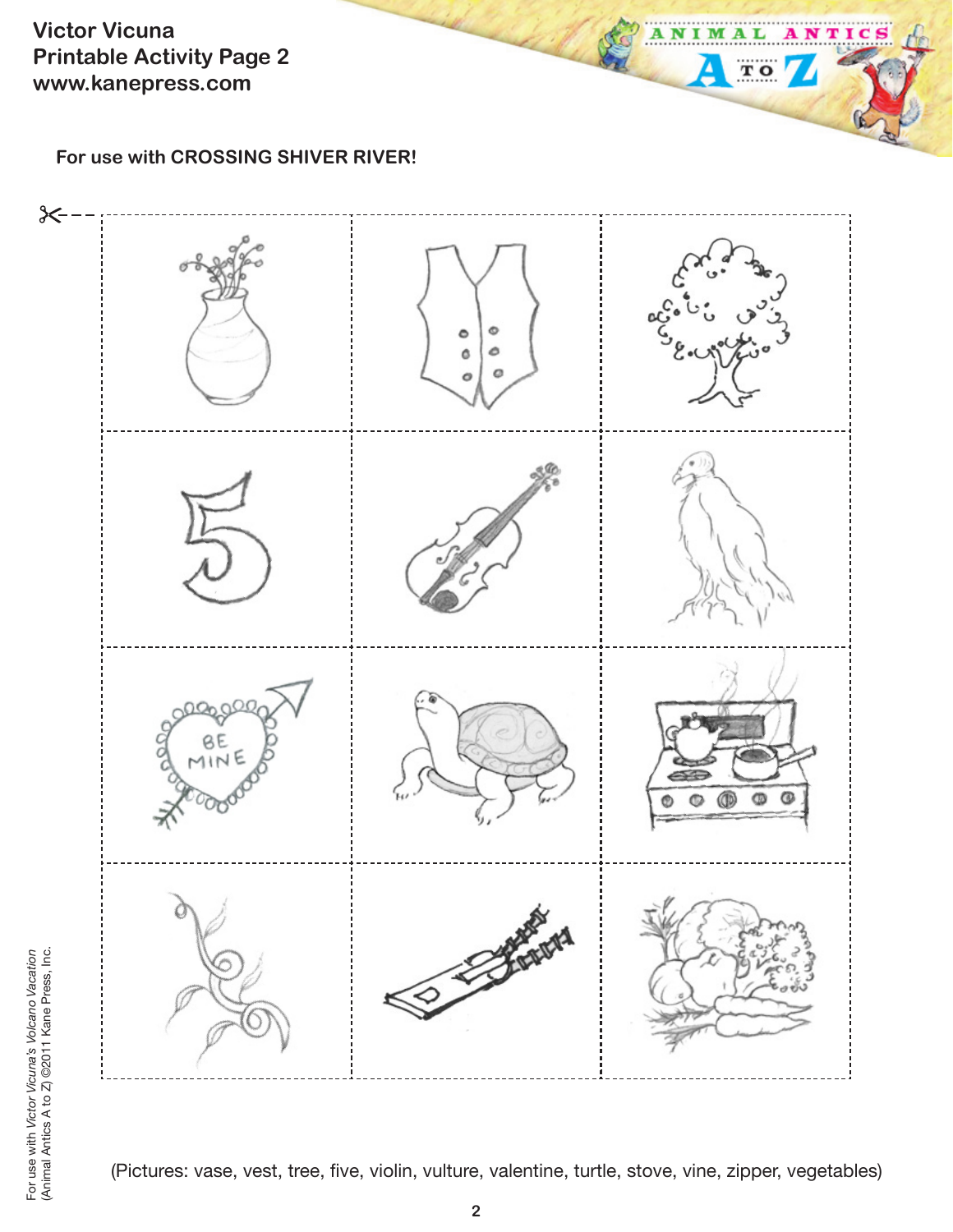**Victor Vicuna**
**Printable Activity Page 2**
**www.kanepress.com**

**For use with CROSSING SHIVER RIVER!**

(Pictures: vase, vest, tree, five, violin, vulture, valentine, turtle, stove, vine, zipper, vegetables)

For use with *Victor Vicuna's Volcano Vacation*
(Animal Antics A to Z) ©2011 Kane Press, Inc.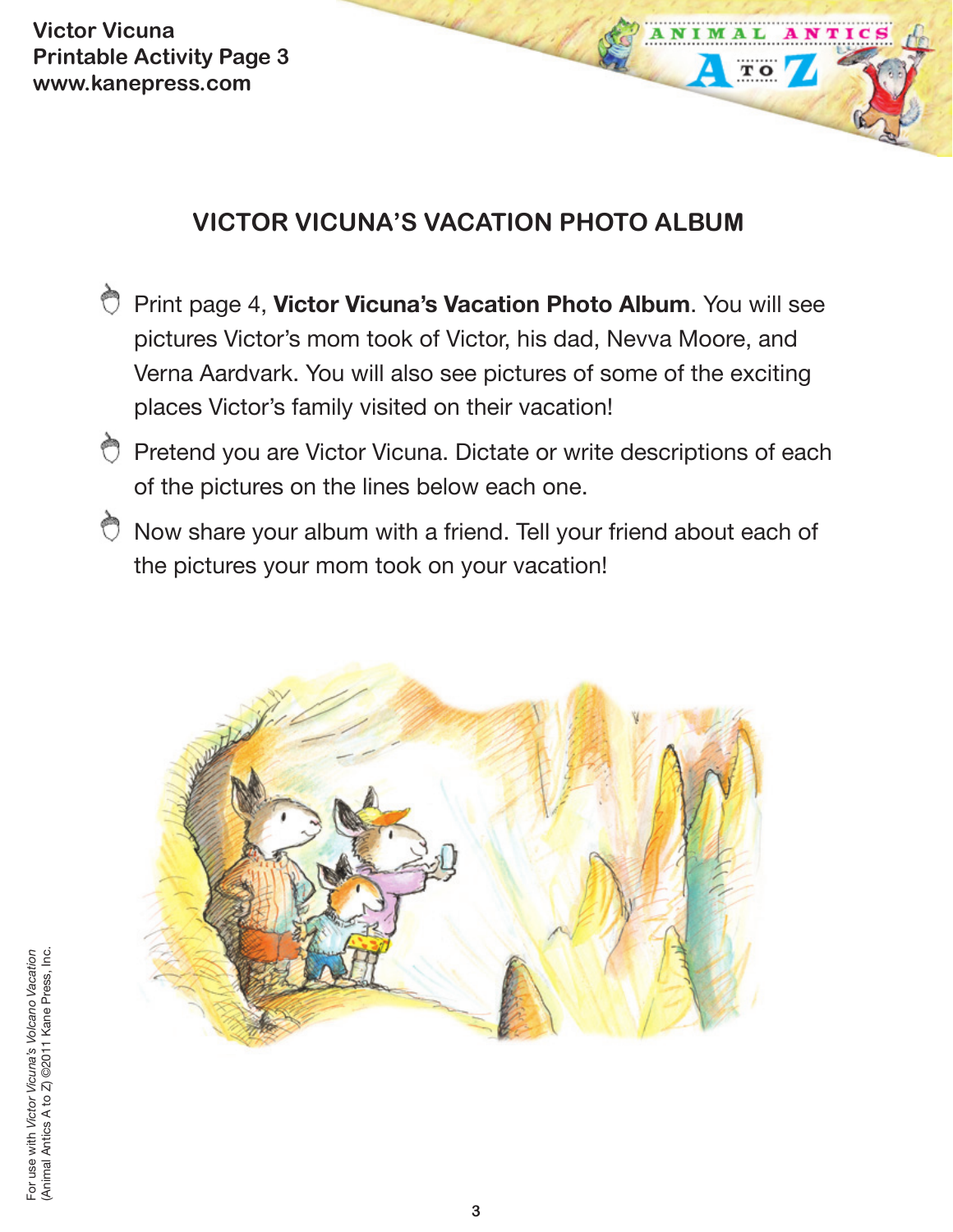# VICTOR VICUNA'S VACATION PHOTO ALBUM

- Print page 4, **Victor Vicuna's Vacation Photo Album**. You will see pictures Victor's mom took of Victor, his dad, Nevva Moore, and Verna Aardvark. You will also see pictures of some of the exciting places Victor's family visited on their vacation!
- Pretend you are Victor Vicuna. Dictate or write descriptions of each of the pictures on the lines below each one.
- Now share your album with a friend. Tell your friend about each of the pictures your mom took on your vacation!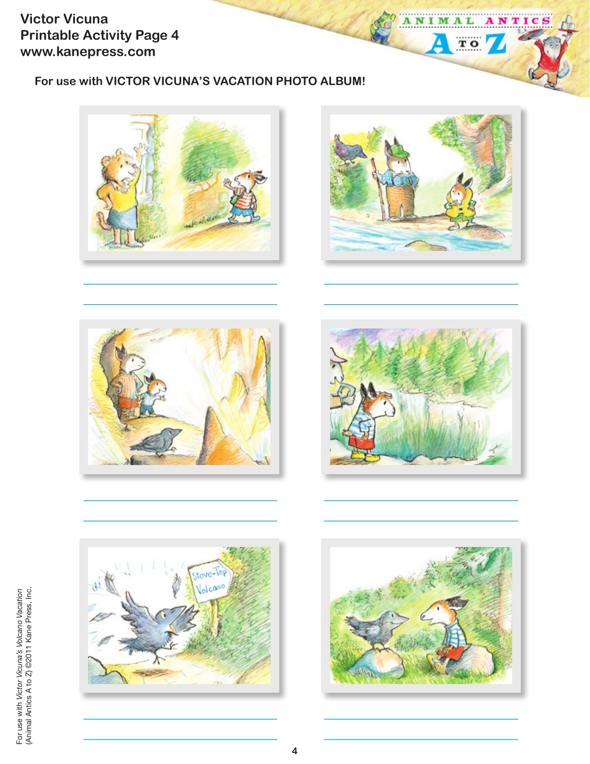Victor Vicuna
Printable Activity Page 4
www.kanepress.com

For use with **VICTOR VICUNA'S VACATION PHOTO ALBUM!**

For use with *Victor Vicuna's Volcano Vacation* (Animal Antics A to Z) ©2011 Kane Press, Inc.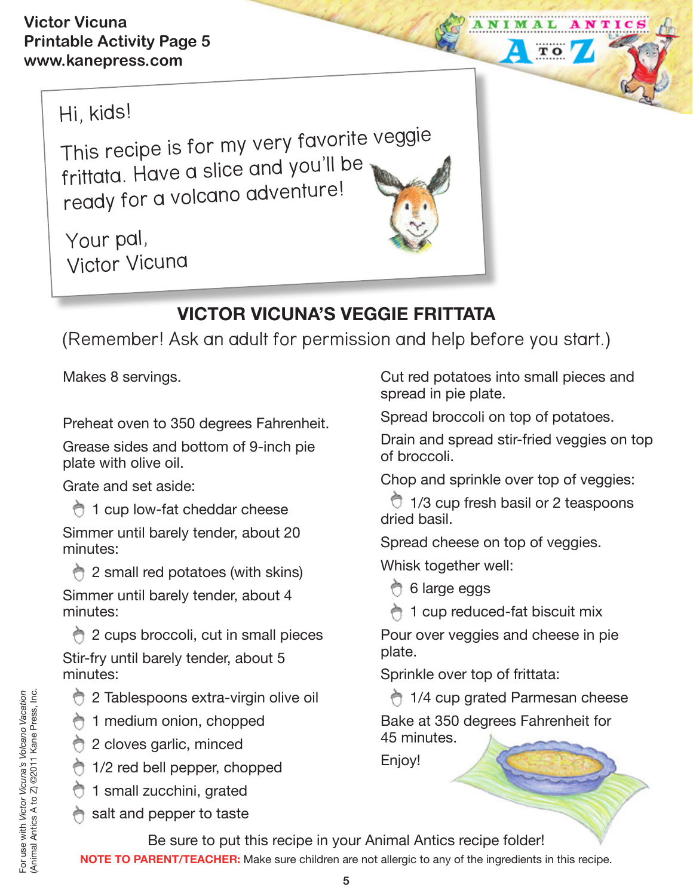Victor Vicuna
Printable Activity Page 5
www.kanepress.com

ANIMAL ANTICS A TO Z

Hi, kids!

This recipe is for my very favorite veggie frittata. Have a slice and you'll be ready for a volcano adventure!

Your pal,
Victor Vicuna

## VICTOR VICUNA'S VEGGIE FRITTATA

(Remember! Ask an adult for permission and help before you start.)

Makes 8 servings.

Preheat oven to 350 degrees Fahrenheit.

Grease sides and bottom of 9-inch pie plate with olive oil.

Grate and set aside:

- 1 cup low-fat cheddar cheese

Simmer until barely tender, about 20 minutes:

- 2 small red potatoes (with skins)

Simmer until barely tender, about 4 minutes:

- 2 cups broccoli, cut in small pieces

Stir-fry until barely tender, about 5 minutes:

- 2 Tablespoons extra-virgin olive oil
- 1 medium onion, chopped
- 2 cloves garlic, minced
- 1/2 red bell pepper, chopped
- 1 small zucchini, grated
- salt and pepper to taste

Cut red potatoes into small pieces and spread in pie plate.

Spread broccoli on top of potatoes.

Drain and spread stir-fried veggies on top of broccoli.

Chop and sprinkle over top of veggies:

- 1/3 cup fresh basil or 2 teaspoons dried basil.

Spread cheese on top of veggies.

Whisk together well:

- 6 large eggs
- 1 cup reduced-fat biscuit mix

Pour over veggies and cheese in pie plate.

Sprinkle over top of frittata:

- 1/4 cup grated Parmesan cheese

Bake at 350 degrees Fahrenheit for 45 minutes.

Enjoy!

Be sure to put this recipe in your Animal Antics recipe folder!

**NOTE TO PARENT/TEACHER:** Make sure children are not allergic to any of the ingredients in this recipe.

For use with *Victor Vicuna's Volcano Vacation* (Animal Antics A to Z) ©2011 Kane Press, Inc.